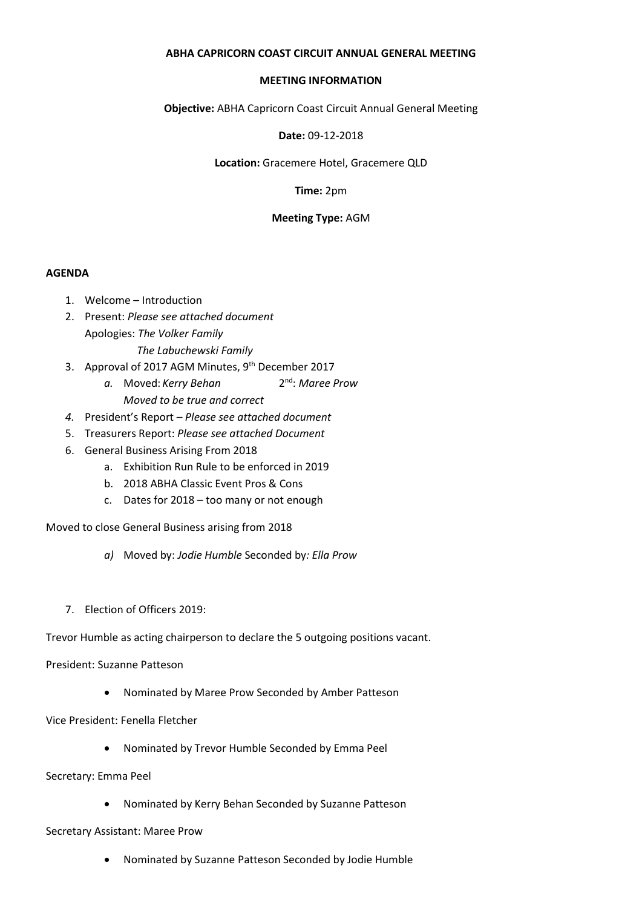**ABHA CAPRICORN COAST CIRCUIT ANNUAL GENERAL MEETING**

**MEETING INFORMATION**

**Objective:** ABHA Capricorn Coast Circuit Annual General Meeting

**Date:** 09-12-2018

**Location:** Gracemere Hotel, Gracemere QLD

**Time:** 2pm

**Meeting Type:** AGM

**AGENDA**

1. Welcome – Introduction
2. Present: *Please see attached document*
   Apologies: *The Volker Family*
   *The Labuchewski Family*
3. Approval of 2017 AGM Minutes, 9th December 2017
   a. Moved: *Kerry Behan* 2nd: *Maree Prow*
   *Moved to be true and correct*
4. President's Report – *Please see attached document*
5. Treasurers Report: *Please see attached Document*
6. General Business Arising From 2018
   a. Exhibition Run Rule to be enforced in 2019
   b. 2018 ABHA Classic Event Pros & Cons
   c. Dates for 2018 – too many or not enough

Moved to close General Business arising from 2018

*a)* Moved by: *Jodie Humble* Seconded by*: Ella Prow*

7. Election of Officers 2019:

Trevor Humble as acting chairperson to declare the 5 outgoing positions vacant.

President: Suzanne Patteson

- Nominated by Maree Prow Seconded by Amber Patteson

Vice President: Fenella Fletcher

- Nominated by Trevor Humble Seconded by Emma Peel

Secretary: Emma Peel

- Nominated by Kerry Behan Seconded by Suzanne Patteson

Secretary Assistant: Maree Prow

- Nominated by Suzanne Patteson Seconded by Jodie Humble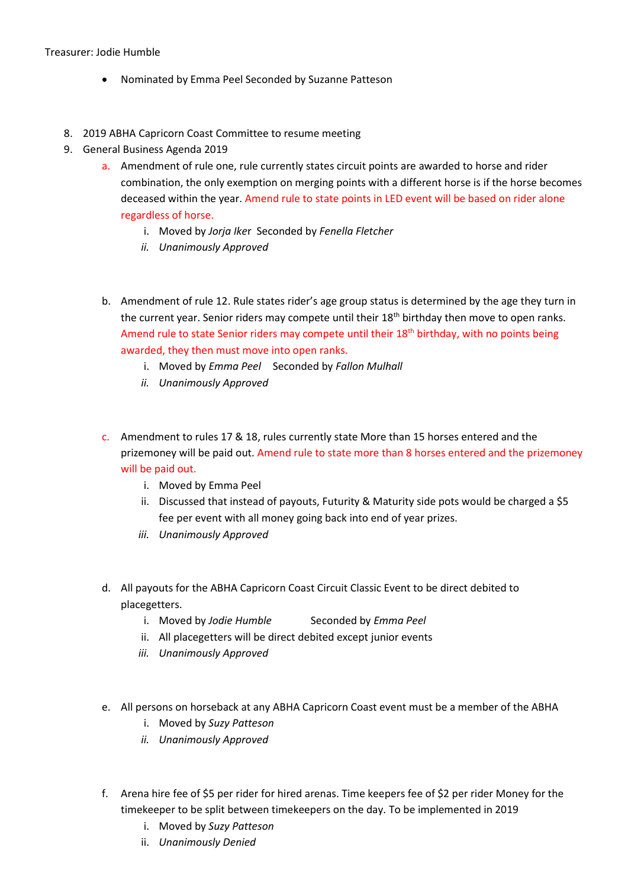Treasurer: Jodie Humble

- Nominated by Emma Peel Seconded by Suzanne Patteson

8. 2019 ABHA Capricorn Coast Committee to resume meeting
9. General Business Agenda 2019
   a. Amendment of rule one, rule currently states circuit points are awarded to horse and rider combination, the only exemption on merging points with a different horse is if the horse becomes deceased within the year. Amend rule to state points in LED event will be based on rider alone regardless of horse.
      i. Moved by *Jorja Iker* Seconded by *Fenella Fletcher*
      ii. *Unanimously Approved*

   b. Amendment of rule 12. Rule states rider's age group status is determined by the age they turn in the current year. Senior riders may compete until their 18th birthday then move to open ranks. Amend rule to state Senior riders may compete until their 18th birthday, with no points being awarded, they then must move into open ranks.
      i. Moved by *Emma Peel* Seconded by *Fallon Mulhall*
      ii. *Unanimously Approved*

   c. Amendment to rules 17 & 18, rules currently state More than 15 horses entered and the prizemoney will be paid out. Amend rule to state more than 8 horses entered and the prizemoney will be paid out.
      i. Moved by Emma Peel
      ii. Discussed that instead of payouts, Futurity & Maturity side pots would be charged a $5 fee per event with all money going back into end of year prizes.
      iii. *Unanimously Approved*

   d. All payouts for the ABHA Capricorn Coast Circuit Classic Event to be direct debited to placegetters.
      i. Moved by *Jodie Humble* Seconded by *Emma Peel*
      ii. All placegetters will be direct debited except junior events
      iii. *Unanimously Approved*

   e. All persons on horseback at any ABHA Capricorn Coast event must be a member of the ABHA
      i. Moved by *Suzy Patteson*
      ii. *Unanimously Approved*

   f. Arena hire fee of $5 per rider for hired arenas. Time keepers fee of $2 per rider Money for the timekeeper to be split between timekeepers on the day. To be implemented in 2019
      i. Moved by *Suzy Patteson*
      ii. *Unanimously Denied*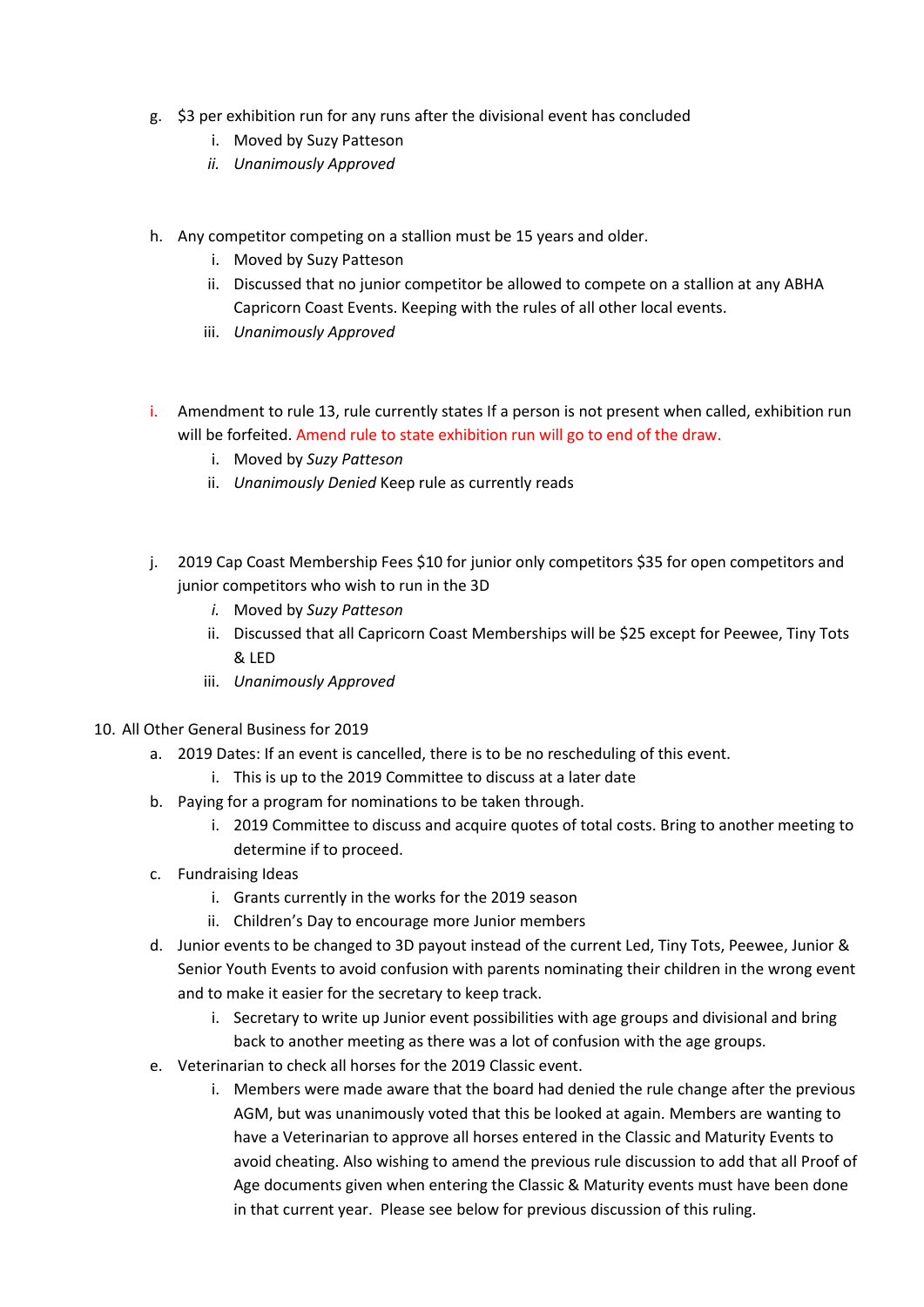g. $3 per exhibition run for any runs after the divisional event has concluded
   i. Moved by Suzy Patteson
   ii. *Unanimously Approved*

h. Any competitor competing on a stallion must be 15 years and older.
   i. Moved by Suzy Patteson
   ii. Discussed that no junior competitor be allowed to compete on a stallion at any ABHA Capricorn Coast Events. Keeping with the rules of all other local events.
   iii. *Unanimously Approved*

i. Amendment to rule 13, rule currently states If a person is not present when called, exhibition run will be forfeited. Amend rule to state exhibition run will go to end of the draw.
   i. Moved by *Suzy Patteson*
   ii. *Unanimously Denied* Keep rule as currently reads

j. 2019 Cap Coast Membership Fees $10 for junior only competitors $35 for open competitors and junior competitors who wish to run in the 3D
   i. Moved by *Suzy Patteson*
   ii. Discussed that all Capricorn Coast Memberships will be $25 except for Peewee, Tiny Tots & LED
   iii. *Unanimously Approved*

10. All Other General Business for 2019
   a. 2019 Dates: If an event is cancelled, there is to be no rescheduling of this event.
      i. This is up to the 2019 Committee to discuss at a later date
   b. Paying for a program for nominations to be taken through.
      i. 2019 Committee to discuss and acquire quotes of total costs. Bring to another meeting to determine if to proceed.
   c. Fundraising Ideas
      i. Grants currently in the works for the 2019 season
      ii. Children's Day to encourage more Junior members
   d. Junior events to be changed to 3D payout instead of the current Led, Tiny Tots, Peewee, Junior & Senior Youth Events to avoid confusion with parents nominating their children in the wrong event and to make it easier for the secretary to keep track.
      i. Secretary to write up Junior event possibilities with age groups and divisional and bring back to another meeting as there was a lot of confusion with the age groups.
   e. Veterinarian to check all horses for the 2019 Classic event.
      i. Members were made aware that the board had denied the rule change after the previous AGM, but was unanimously voted that this be looked at again. Members are wanting to have a Veterinarian to approve all horses entered in the Classic and Maturity Events to avoid cheating. Also wishing to amend the previous rule discussion to add that all Proof of Age documents given when entering the Classic & Maturity events must have been done in that current year. Please see below for previous discussion of this ruling.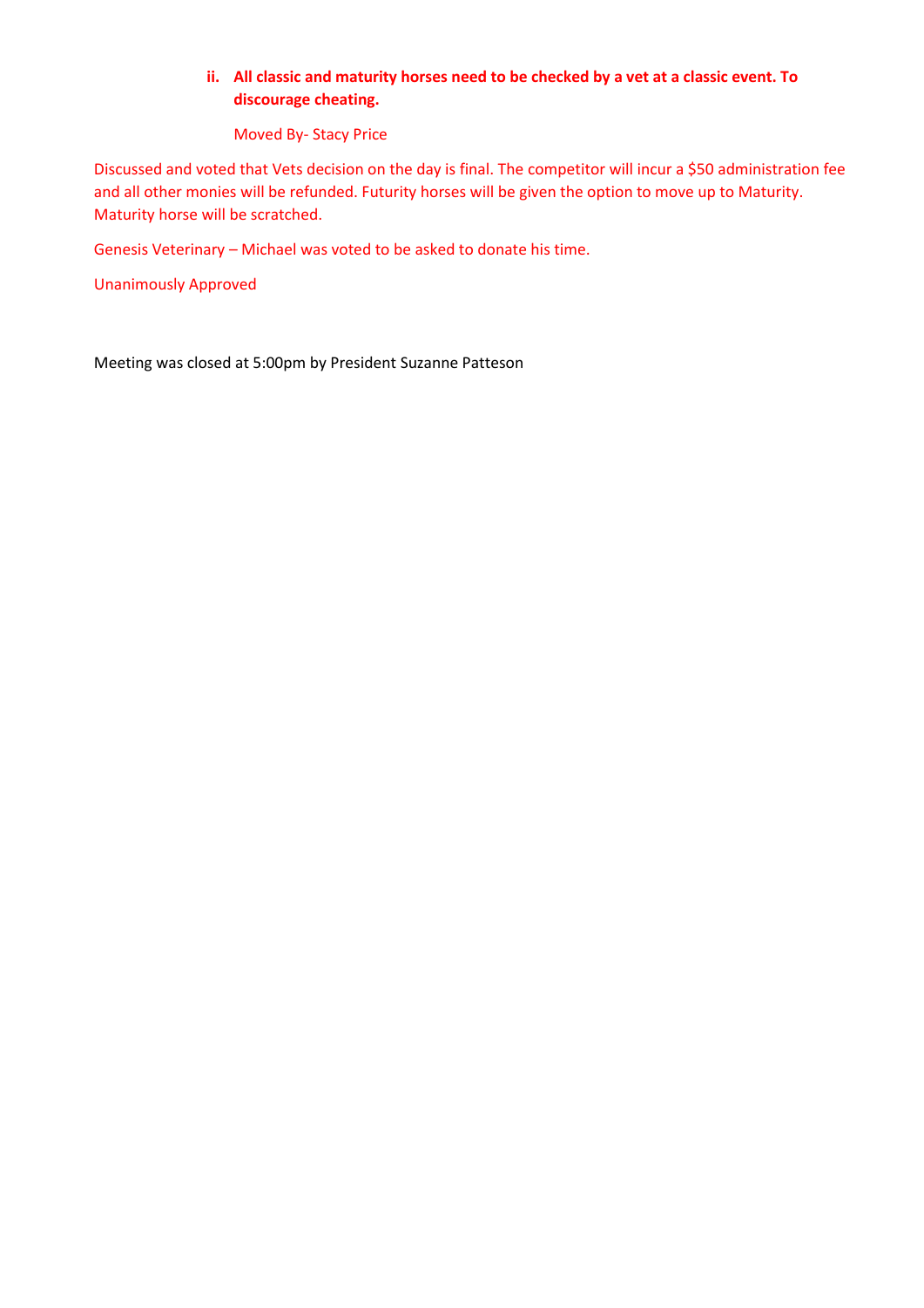ii. **All classic and maturity horses need to be checked by a vet at a classic event. To discourage cheating.**

    Moved By- Stacy Price

Discussed and voted that Vets decision on the day is final. The competitor will incur a $50 administration fee and all other monies will be refunded. Futurity horses will be given the option to move up to Maturity. Maturity horse will be scratched.

Genesis Veterinary – Michael was voted to be asked to donate his time.

Unanimously Approved

Meeting was closed at 5:00pm by President Suzanne Patteson